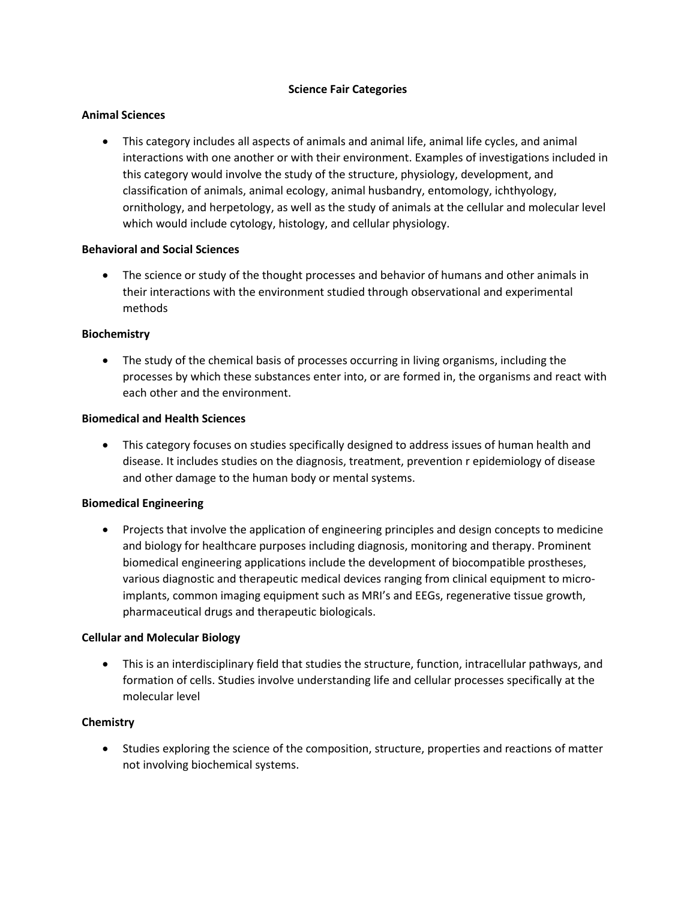# Science Fair Categories

## Animal Sciences

- This category includes all aspects of animals and animal life, animal life cycles, and animal interactions with one another or with their environment. Examples of investigations included in this category would involve the study of the structure, physiology, development, and classification of animals, animal ecology, animal husbandry, entomology, ichthyology, ornithology, and herpetology, as well as the study of animals at the cellular and molecular level which would include cytology, histology, and cellular physiology.

## Behavioral and Social Sciences

- The science or study of the thought processes and behavior of humans and other animals in their interactions with the environment studied through observational and experimental methods

## Biochemistry

- The study of the chemical basis of processes occurring in living organisms, including the processes by which these substances enter into, or are formed in, the organisms and react with each other and the environment.

## Biomedical and Health Sciences

- This category focuses on studies specifically designed to address issues of human health and disease. It includes studies on the diagnosis, treatment, prevention r epidemiology of disease and other damage to the human body or mental systems.

## Biomedical Engineering

- Projects that involve the application of engineering principles and design concepts to medicine and biology for healthcare purposes including diagnosis, monitoring and therapy. Prominent biomedical engineering applications include the development of biocompatible prostheses, various diagnostic and therapeutic medical devices ranging from clinical equipment to micro-implants, common imaging equipment such as MRI's and EEGs, regenerative tissue growth, pharmaceutical drugs and therapeutic biologicals.

## Cellular and Molecular Biology

- This is an interdisciplinary field that studies the structure, function, intracellular pathways, and formation of cells. Studies involve understanding life and cellular processes specifically at the molecular level

## Chemistry

- Studies exploring the science of the composition, structure, properties and reactions of matter not involving biochemical systems.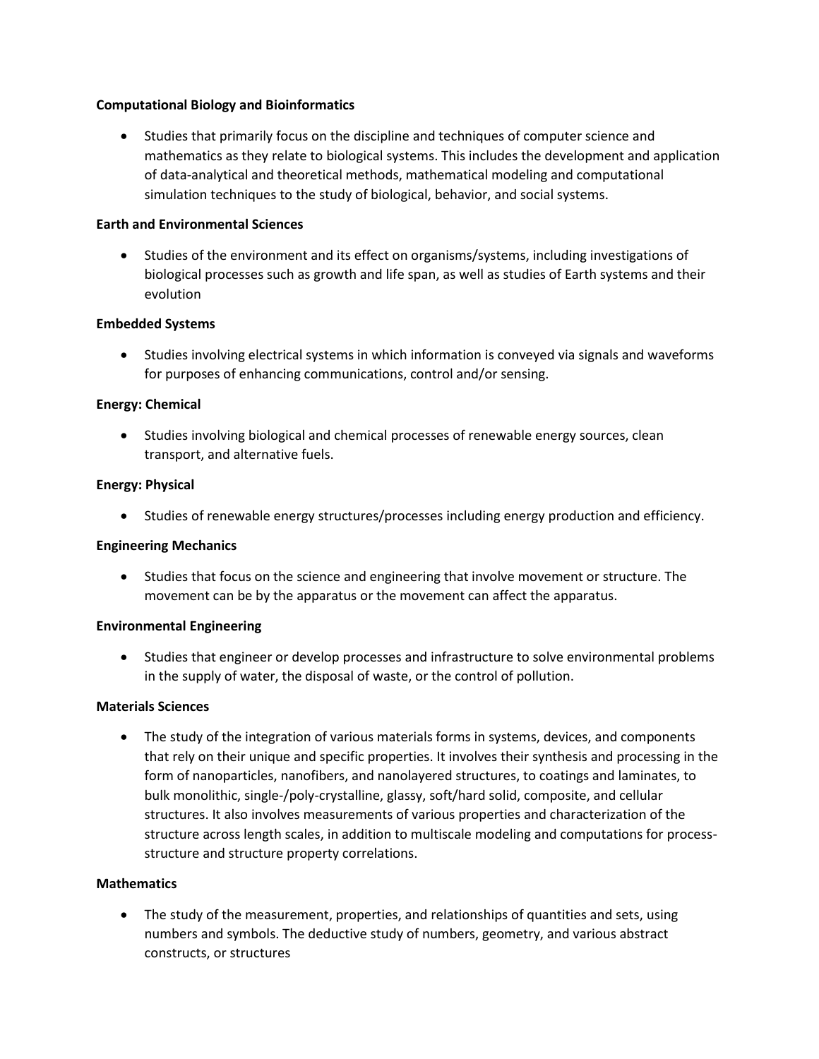**Computational Biology and Bioinformatics**

- Studies that primarily focus on the discipline and techniques of computer science and mathematics as they relate to biological systems. This includes the development and application of data-analytical and theoretical methods, mathematical modeling and computational simulation techniques to the study of biological, behavior, and social systems.

**Earth and Environmental Sciences**

- Studies of the environment and its effect on organisms/systems, including investigations of biological processes such as growth and life span, as well as studies of Earth systems and their evolution

**Embedded Systems**

- Studies involving electrical systems in which information is conveyed via signals and waveforms for purposes of enhancing communications, control and/or sensing.

**Energy: Chemical**

- Studies involving biological and chemical processes of renewable energy sources, clean transport, and alternative fuels.

**Energy: Physical**

- Studies of renewable energy structures/processes including energy production and efficiency.

**Engineering Mechanics**

- Studies that focus on the science and engineering that involve movement or structure. The movement can be by the apparatus or the movement can affect the apparatus.

**Environmental Engineering**

- Studies that engineer or develop processes and infrastructure to solve environmental problems in the supply of water, the disposal of waste, or the control of pollution.

**Materials Sciences**

- The study of the integration of various materials forms in systems, devices, and components that rely on their unique and specific properties. It involves their synthesis and processing in the form of nanoparticles, nanofibers, and nanolayered structures, to coatings and laminates, to bulk monolithic, single-/poly-crystalline, glassy, soft/hard solid, composite, and cellular structures. It also involves measurements of various properties and characterization of the structure across length scales, in addition to multiscale modeling and computations for process-structure and structure property correlations.

**Mathematics**

- The study of the measurement, properties, and relationships of quantities and sets, using numbers and symbols. The deductive study of numbers, geometry, and various abstract constructs, or structures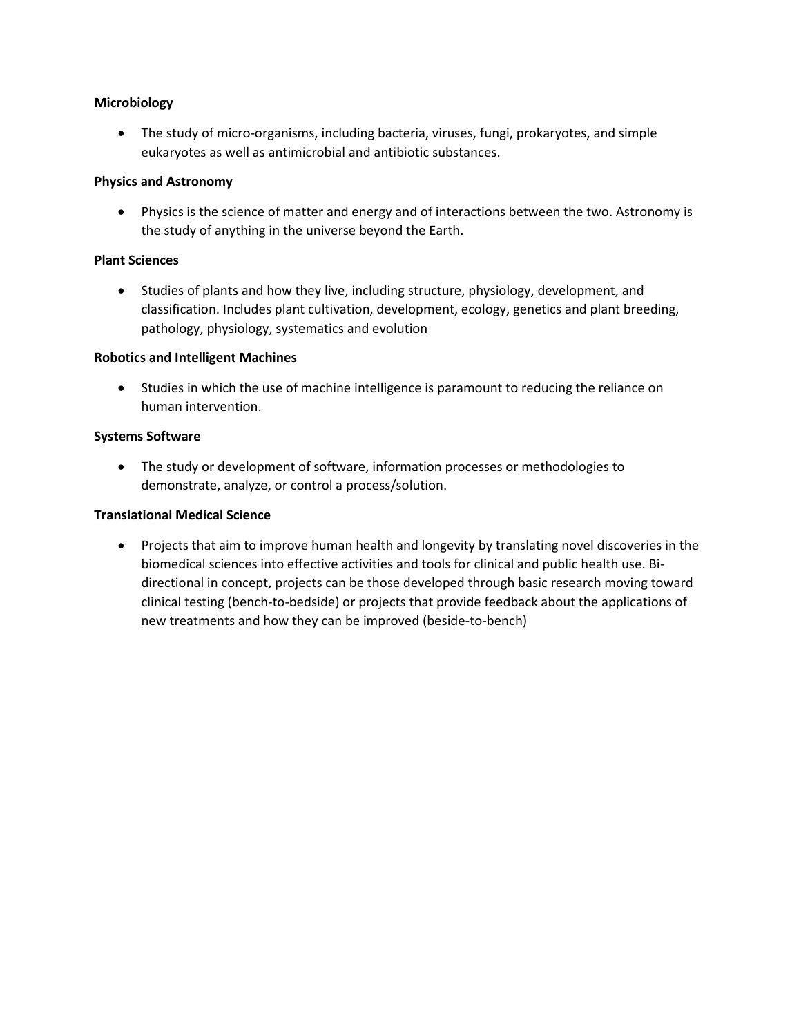**Microbiology**

- The study of micro-organisms, including bacteria, viruses, fungi, prokaryotes, and simple eukaryotes as well as antimicrobial and antibiotic substances.

**Physics and Astronomy**

- Physics is the science of matter and energy and of interactions between the two. Astronomy is the study of anything in the universe beyond the Earth.

**Plant Sciences**

- Studies of plants and how they live, including structure, physiology, development, and classification. Includes plant cultivation, development, ecology, genetics and plant breeding, pathology, physiology, systematics and evolution

**Robotics and Intelligent Machines**

- Studies in which the use of machine intelligence is paramount to reducing the reliance on human intervention.

**Systems Software**

- The study or development of software, information processes or methodologies to demonstrate, analyze, or control a process/solution.

**Translational Medical Science**

- Projects that aim to improve human health and longevity by translating novel discoveries in the biomedical sciences into effective activities and tools for clinical and public health use. Bi-directional in concept, projects can be those developed through basic research moving toward clinical testing (bench-to-bedside) or projects that provide feedback about the applications of new treatments and how they can be improved (beside-to-bench)